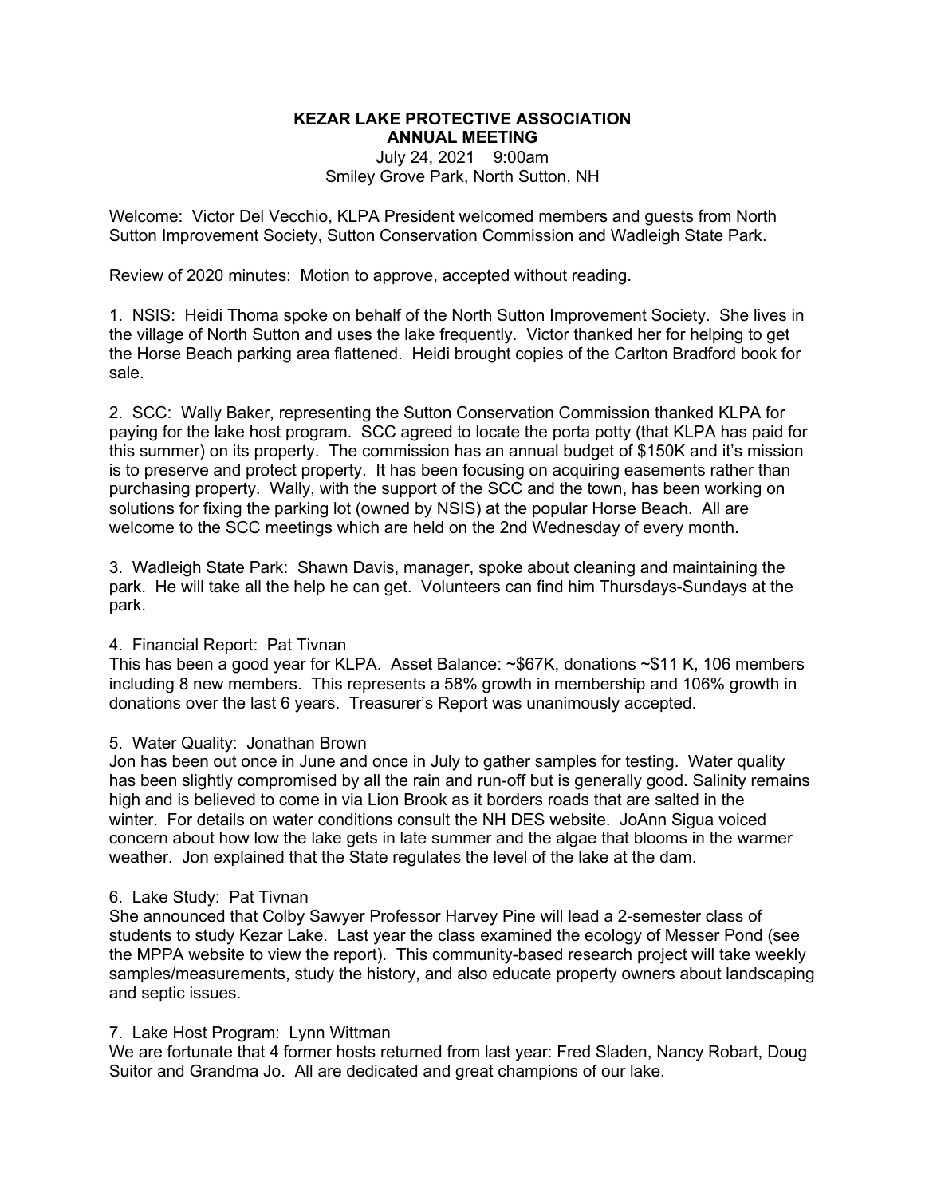**KEZAR LAKE PROTECTIVE ASSOCIATION**
**ANNUAL MEETING**

July 24, 2021 9:00am
Smiley Grove Park, North Sutton, NH

Welcome: Victor Del Vecchio, KLPA President welcomed members and guests from North Sutton Improvement Society, Sutton Conservation Commission and Wadleigh State Park.

Review of 2020 minutes: Motion to approve, accepted without reading.

1. NSIS: Heidi Thoma spoke on behalf of the North Sutton Improvement Society. She lives in the village of North Sutton and uses the lake frequently. Victor thanked her for helping to get the Horse Beach parking area flattened. Heidi brought copies of the Carlton Bradford book for sale.

2. SCC: Wally Baker, representing the Sutton Conservation Commission thanked KLPA for paying for the lake host program. SCC agreed to locate the porta potty (that KLPA has paid for this summer) on its property. The commission has an annual budget of $150K and it's mission is to preserve and protect property. It has been focusing on acquiring easements rather than purchasing property. Wally, with the support of the SCC and the town, has been working on solutions for fixing the parking lot (owned by NSIS) at the popular Horse Beach. All are welcome to the SCC meetings which are held on the 2nd Wednesday of every month.

3. Wadleigh State Park: Shawn Davis, manager, spoke about cleaning and maintaining the park. He will take all the help he can get. Volunteers can find him Thursdays-Sundays at the park.

4. Financial Report: Pat Tivnan
This has been a good year for KLPA. Asset Balance: ~$67K, donations ~$11 K, 106 members including 8 new members. This represents a 58% growth in membership and 106% growth in donations over the last 6 years. Treasurer's Report was unanimously accepted.

5. Water Quality: Jonathan Brown
Jon has been out once in June and once in July to gather samples for testing. Water quality has been slightly compromised by all the rain and run-off but is generally good. Salinity remains high and is believed to come in via Lion Brook as it borders roads that are salted in the winter. For details on water conditions consult the NH DES website. JoAnn Sigua voiced concern about how low the lake gets in late summer and the algae that blooms in the warmer weather. Jon explained that the State regulates the level of the lake at the dam.

6. Lake Study: Pat Tivnan
She announced that Colby Sawyer Professor Harvey Pine will lead a 2-semester class of students to study Kezar Lake. Last year the class examined the ecology of Messer Pond (see the MPPA website to view the report). This community-based research project will take weekly samples/measurements, study the history, and also educate property owners about landscaping and septic issues.

7. Lake Host Program: Lynn Wittman
We are fortunate that 4 former hosts returned from last year: Fred Sladen, Nancy Robart, Doug Suitor and Grandma Jo. All are dedicated and great champions of our lake.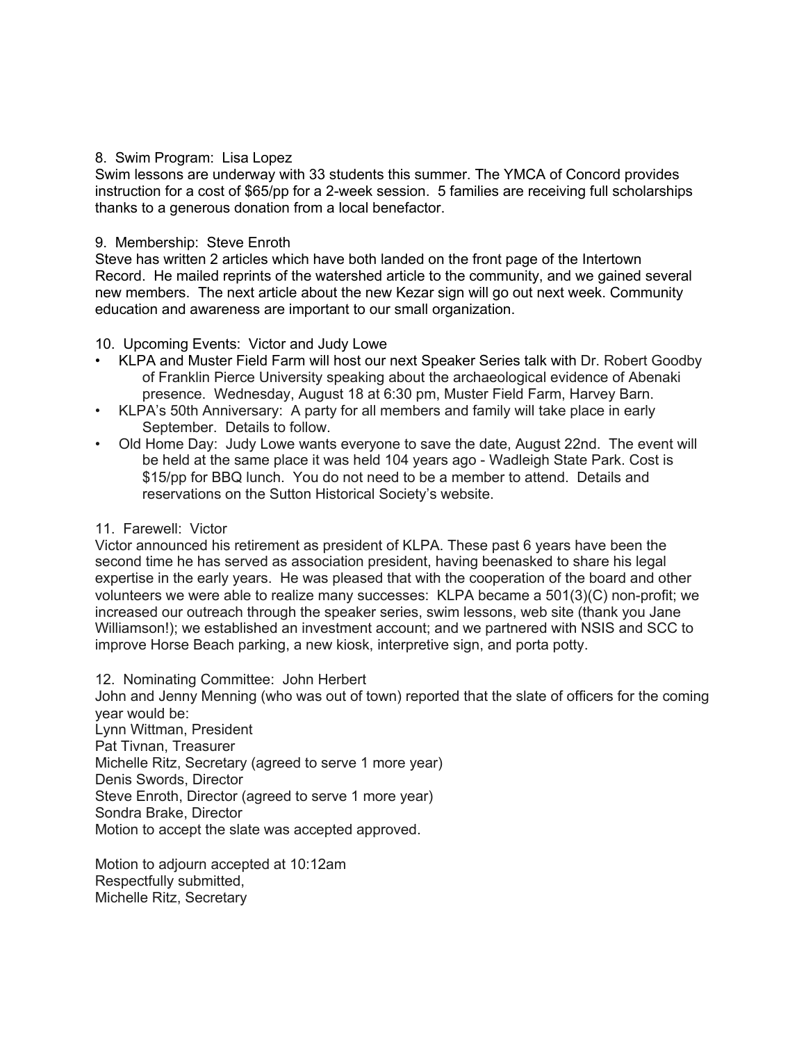8. Swim Program: Lisa Lopez
Swim lessons are underway with 33 students this summer. The YMCA of Concord provides instruction for a cost of $65/pp for a 2-week session. 5 families are receiving full scholarships thanks to a generous donation from a local benefactor.

9. Membership: Steve Enroth
Steve has written 2 articles which have both landed on the front page of the Intertown Record. He mailed reprints of the watershed article to the community, and we gained several new members. The next article about the new Kezar sign will go out next week. Community education and awareness are important to our small organization.

10. Upcoming Events: Victor and Judy Lowe

- KLPA and Muster Field Farm will host our next Speaker Series talk with Dr. Robert Goodby of Franklin Pierce University speaking about the archaeological evidence of Abenaki presence. Wednesday, August 18 at 6:30 pm, Muster Field Farm, Harvey Barn.
- KLPA's 50th Anniversary: A party for all members and family will take place in early September. Details to follow.
- Old Home Day: Judy Lowe wants everyone to save the date, August 22nd. The event will be held at the same place it was held 104 years ago - Wadleigh State Park. Cost is $15/pp for BBQ lunch. You do not need to be a member to attend. Details and reservations on the Sutton Historical Society's website.

11. Farewell: Victor
Victor announced his retirement as president of KLPA. These past 6 years have been the second time he has served as association president, having beenasked to share his legal expertise in the early years. He was pleased that with the cooperation of the board and other volunteers we were able to realize many successes: KLPA became a 501(3)(C) non-profit; we increased our outreach through the speaker series, swim lessons, web site (thank you Jane Williamson!); we established an investment account; and we partnered with NSIS and SCC to improve Horse Beach parking, a new kiosk, interpretive sign, and porta potty.

12. Nominating Committee: John Herbert
John and Jenny Menning (who was out of town) reported that the slate of officers for the coming year would be:
Lynn Wittman, President
Pat Tivnan, Treasurer
Michelle Ritz, Secretary (agreed to serve 1 more year)
Denis Swords, Director
Steve Enroth, Director (agreed to serve 1 more year)
Sondra Brake, Director
Motion to accept the slate was accepted approved.

Motion to adjourn accepted at 10:12am
Respectfully submitted,
Michelle Ritz, Secretary